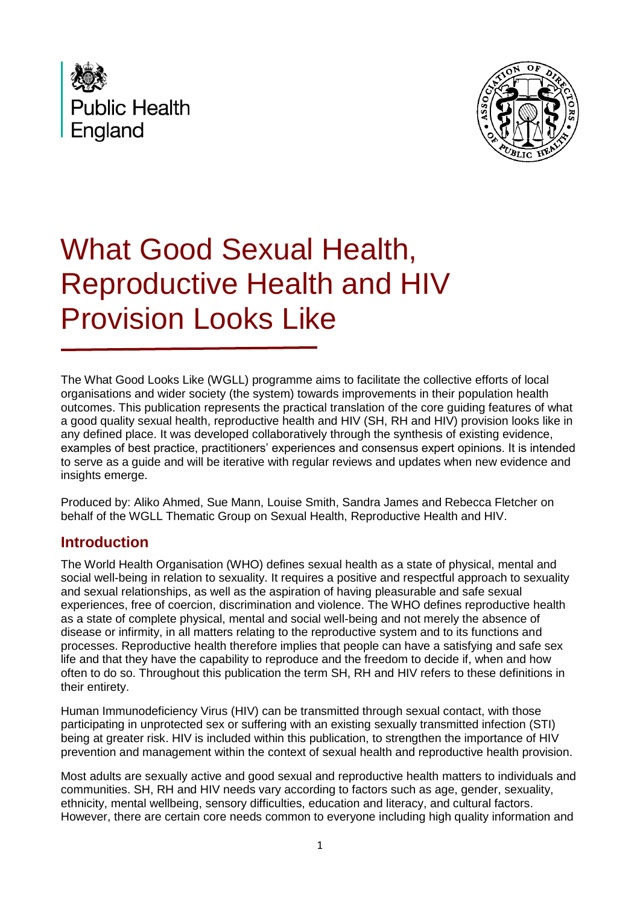# What Good Sexual Health, Reproductive Health and HIV Provision Looks Like

The What Good Looks Like (WGLL) programme aims to facilitate the collective efforts of local organisations and wider society (the system) towards improvements in their population health outcomes. This publication represents the practical translation of the core guiding features of what a good quality sexual health, reproductive health and HIV (SH, RH and HIV) provision looks like in any defined place. It was developed collaboratively through the synthesis of existing evidence, examples of best practice, practitioners' experiences and consensus expert opinions. It is intended to serve as a guide and will be iterative with regular reviews and updates when new evidence and insights emerge.

Produced by: Aliko Ahmed, Sue Mann, Louise Smith, Sandra James and Rebecca Fletcher on behalf of the WGLL Thematic Group on Sexual Health, Reproductive Health and HIV.

## Introduction

The World Health Organisation (WHO) defines sexual health as a state of physical, mental and social well-being in relation to sexuality. It requires a positive and respectful approach to sexuality and sexual relationships, as well as the aspiration of having pleasurable and safe sexual experiences, free of coercion, discrimination and violence. The WHO defines reproductive health as a state of complete physical, mental and social well-being and not merely the absence of disease or infirmity, in all matters relating to the reproductive system and to its functions and processes. Reproductive health therefore implies that people can have a satisfying and safe sex life and that they have the capability to reproduce and the freedom to decide if, when and how often to do so. Throughout this publication the term SH, RH and HIV refers to these definitions in their entirety.

Human Immunodeficiency Virus (HIV) can be transmitted through sexual contact, with those participating in unprotected sex or suffering with an existing sexually transmitted infection (STI) being at greater risk. HIV is included within this publication, to strengthen the importance of HIV prevention and management within the context of sexual health and reproductive health provision.

Most adults are sexually active and good sexual and reproductive health matters to individuals and communities. SH, RH and HIV needs vary according to factors such as age, gender, sexuality, ethnicity, mental wellbeing, sensory difficulties, education and literacy, and cultural factors. However, there are certain core needs common to everyone including high quality information and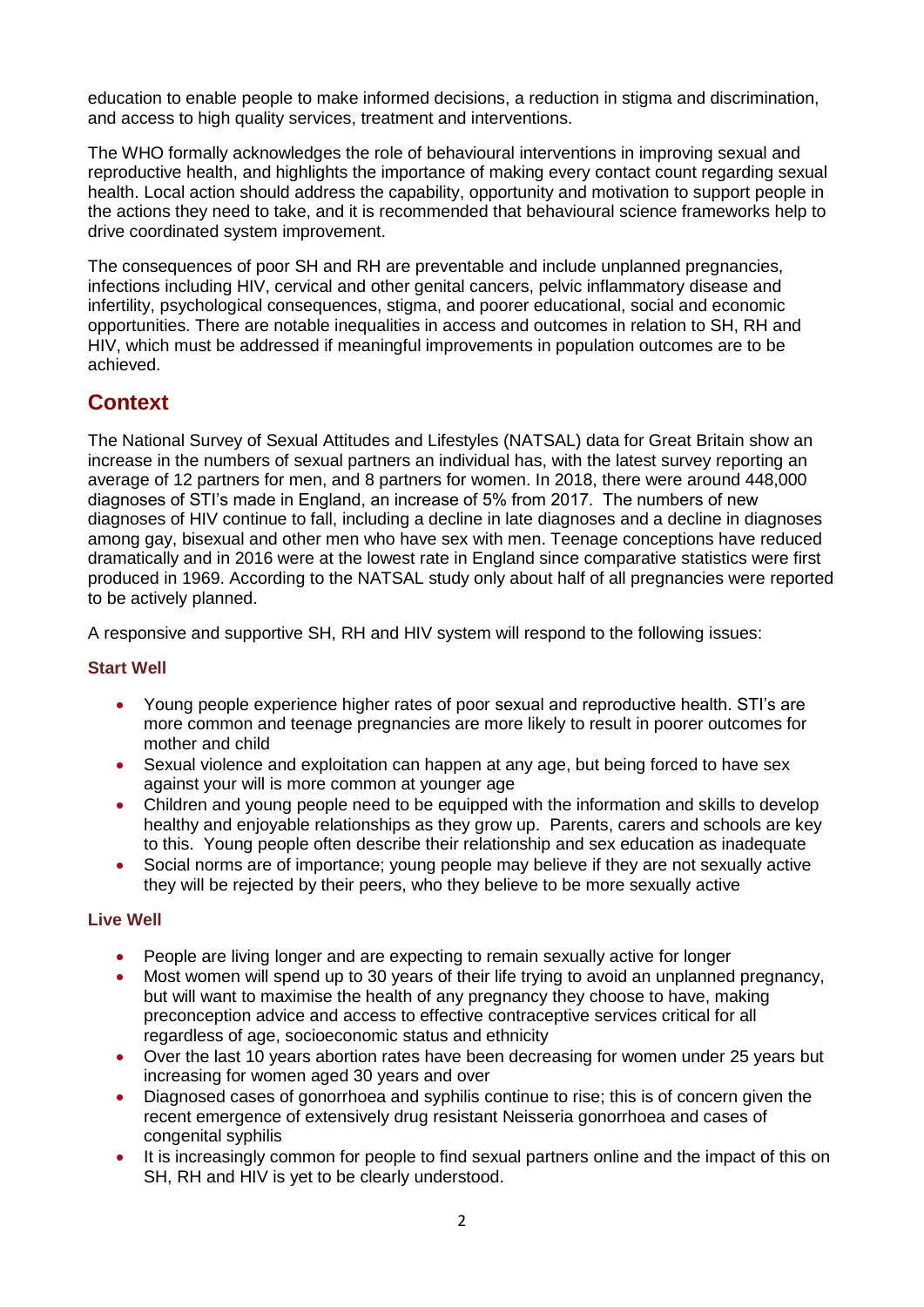education to enable people to make informed decisions, a reduction in stigma and discrimination, and access to high quality services, treatment and interventions.

The WHO formally acknowledges the role of behavioural interventions in improving sexual and reproductive health, and highlights the importance of making every contact count regarding sexual health. Local action should address the capability, opportunity and motivation to support people in the actions they need to take, and it is recommended that behavioural science frameworks help to drive coordinated system improvement.

The consequences of poor SH and RH are preventable and include unplanned pregnancies, infections including HIV, cervical and other genital cancers, pelvic inflammatory disease and infertility, psychological consequences, stigma, and poorer educational, social and economic opportunities. There are notable inequalities in access and outcomes in relation to SH, RH and HIV, which must be addressed if meaningful improvements in population outcomes are to be achieved.

## Context

The National Survey of Sexual Attitudes and Lifestyles (NATSAL) data for Great Britain show an increase in the numbers of sexual partners an individual has, with the latest survey reporting an average of 12 partners for men, and 8 partners for women. In 2018, there were around 448,000 diagnoses of STI's made in England, an increase of 5% from 2017. The numbers of new diagnoses of HIV continue to fall, including a decline in late diagnoses and a decline in diagnoses among gay, bisexual and other men who have sex with men. Teenage conceptions have reduced dramatically and in 2016 were at the lowest rate in England since comparative statistics were first produced in 1969. According to the NATSAL study only about half of all pregnancies were reported to be actively planned.

A responsive and supportive SH, RH and HIV system will respond to the following issues:

### Start Well

- Young people experience higher rates of poor sexual and reproductive health. STI's are more common and teenage pregnancies are more likely to result in poorer outcomes for mother and child
- Sexual violence and exploitation can happen at any age, but being forced to have sex against your will is more common at younger age
- Children and young people need to be equipped with the information and skills to develop healthy and enjoyable relationships as they grow up. Parents, carers and schools are key to this. Young people often describe their relationship and sex education as inadequate
- Social norms are of importance; young people may believe if they are not sexually active they will be rejected by their peers, who they believe to be more sexually active

### Live Well

- People are living longer and are expecting to remain sexually active for longer
- Most women will spend up to 30 years of their life trying to avoid an unplanned pregnancy, but will want to maximise the health of any pregnancy they choose to have, making preconception advice and access to effective contraceptive services critical for all regardless of age, socioeconomic status and ethnicity
- Over the last 10 years abortion rates have been decreasing for women under 25 years but increasing for women aged 30 years and over
- Diagnosed cases of gonorrhoea and syphilis continue to rise; this is of concern given the recent emergence of extensively drug resistant Neisseria gonorrhoea and cases of congenital syphilis
- It is increasingly common for people to find sexual partners online and the impact of this on SH, RH and HIV is yet to be clearly understood.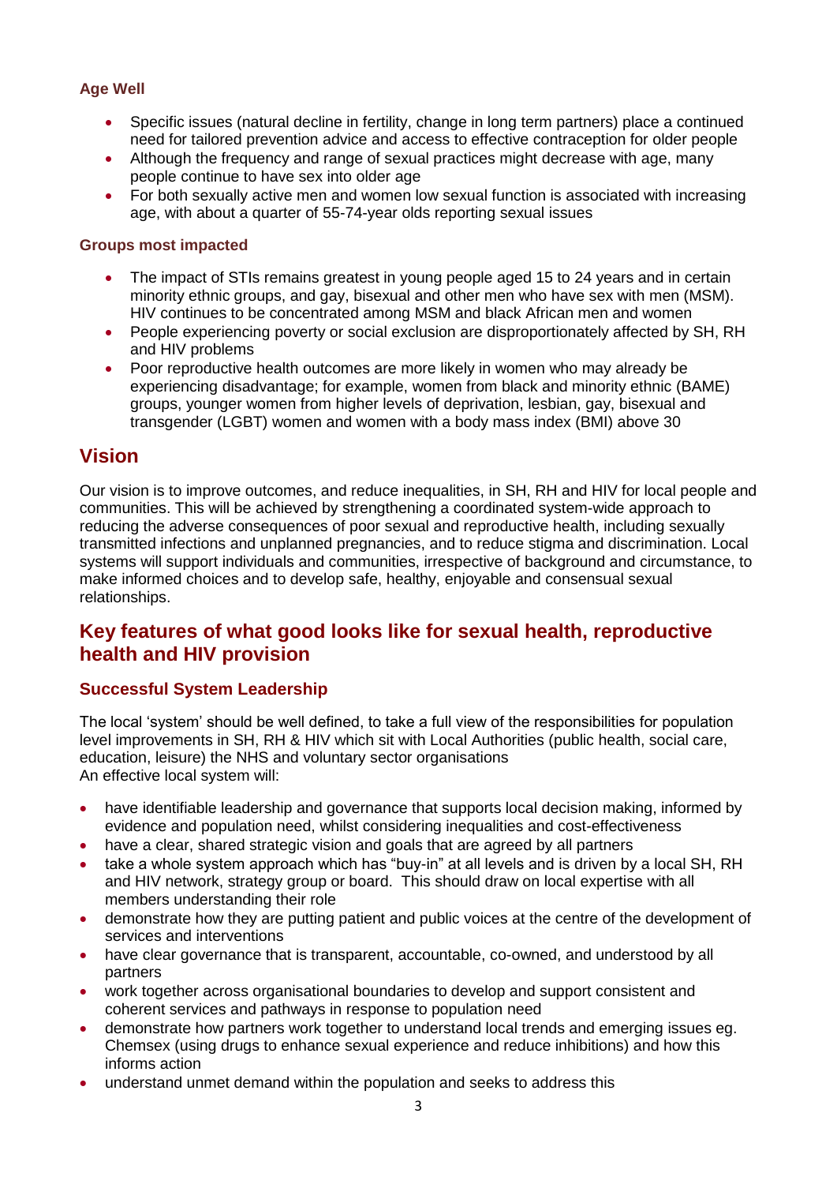### Age Well

- Specific issues (natural decline in fertility, change in long term partners) place a continued need for tailored prevention advice and access to effective contraception for older people
- Although the frequency and range of sexual practices might decrease with age, many people continue to have sex into older age
- For both sexually active men and women low sexual function is associated with increasing age, with about a quarter of 55-74-year olds reporting sexual issues

### Groups most impacted

- The impact of STIs remains greatest in young people aged 15 to 24 years and in certain minority ethnic groups, and gay, bisexual and other men who have sex with men (MSM). HIV continues to be concentrated among MSM and black African men and women
- People experiencing poverty or social exclusion are disproportionately affected by SH, RH and HIV problems
- Poor reproductive health outcomes are more likely in women who may already be experiencing disadvantage; for example, women from black and minority ethnic (BAME) groups, younger women from higher levels of deprivation, lesbian, gay, bisexual and transgender (LGBT) women and women with a body mass index (BMI) above 30

## Vision

Our vision is to improve outcomes, and reduce inequalities, in SH, RH and HIV for local people and communities. This will be achieved by strengthening a coordinated system-wide approach to reducing the adverse consequences of poor sexual and reproductive health, including sexually transmitted infections and unplanned pregnancies, and to reduce stigma and discrimination. Local systems will support individuals and communities, irrespective of background and circumstance, to make informed choices and to develop safe, healthy, enjoyable and consensual sexual relationships.

## Key features of what good looks like for sexual health, reproductive health and HIV provision

### Successful System Leadership

The local 'system' should be well defined, to take a full view of the responsibilities for population level improvements in SH, RH & HIV which sit with Local Authorities (public health, social care, education, leisure) the NHS and voluntary sector organisations
An effective local system will:

- have identifiable leadership and governance that supports local decision making, informed by evidence and population need, whilst considering inequalities and cost-effectiveness
- have a clear, shared strategic vision and goals that are agreed by all partners
- take a whole system approach which has "buy-in" at all levels and is driven by a local SH, RH and HIV network, strategy group or board. This should draw on local expertise with all members understanding their role
- demonstrate how they are putting patient and public voices at the centre of the development of services and interventions
- have clear governance that is transparent, accountable, co-owned, and understood by all partners
- work together across organisational boundaries to develop and support consistent and coherent services and pathways in response to population need
- demonstrate how partners work together to understand local trends and emerging issues eg. Chemsex (using drugs to enhance sexual experience and reduce inhibitions) and how this informs action
- understand unmet demand within the population and seeks to address this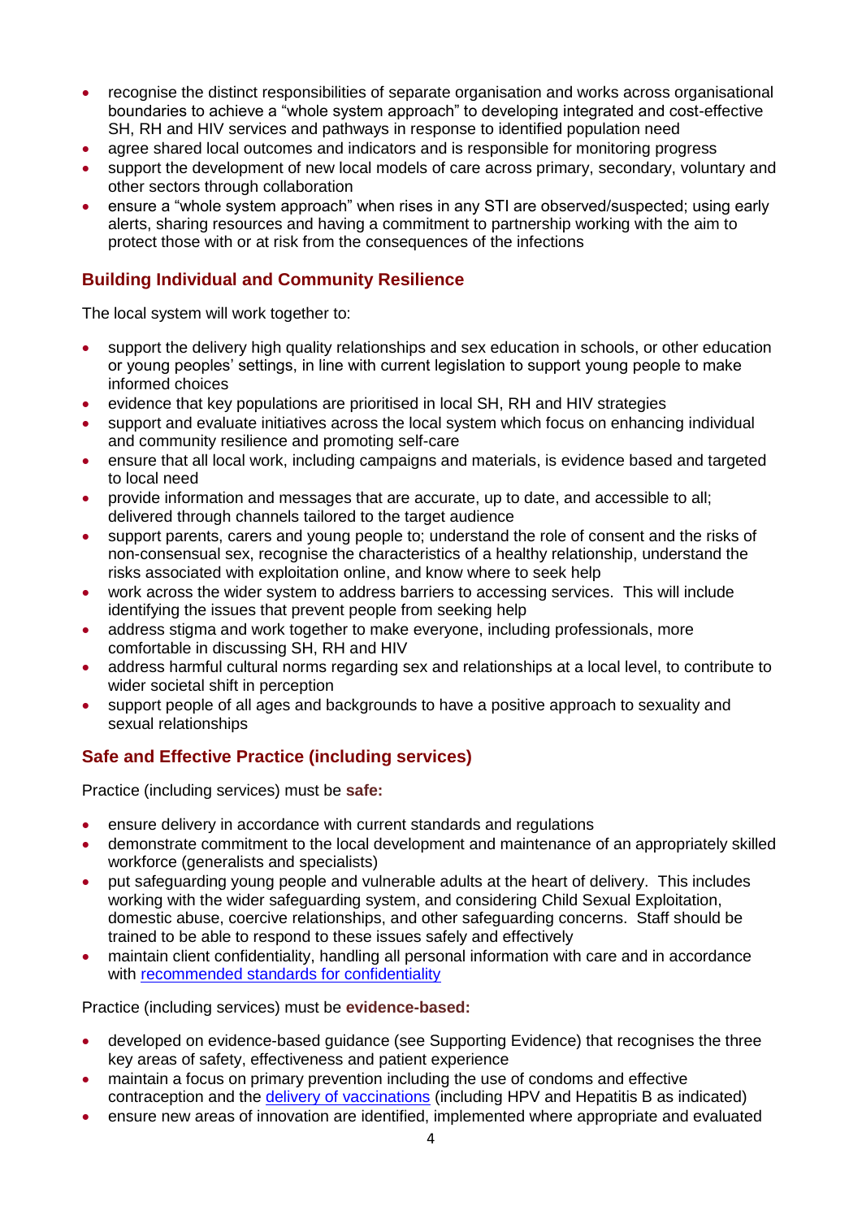- recognise the distinct responsibilities of separate organisation and works across organisational boundaries to achieve a "whole system approach" to developing integrated and cost-effective SH, RH and HIV services and pathways in response to identified population need
- agree shared local outcomes and indicators and is responsible for monitoring progress
- support the development of new local models of care across primary, secondary, voluntary and other sectors through collaboration
- ensure a "whole system approach" when rises in any STI are observed/suspected; using early alerts, sharing resources and having a commitment to partnership working with the aim to protect those with or at risk from the consequences of the infections

## Building Individual and Community Resilience

The local system will work together to:

- support the delivery high quality relationships and sex education in schools, or other education or young peoples' settings, in line with current legislation to support young people to make informed choices
- evidence that key populations are prioritised in local SH, RH and HIV strategies
- support and evaluate initiatives across the local system which focus on enhancing individual and community resilience and promoting self-care
- ensure that all local work, including campaigns and materials, is evidence based and targeted to local need
- provide information and messages that are accurate, up to date, and accessible to all; delivered through channels tailored to the target audience
- support parents, carers and young people to; understand the role of consent and the risks of non-consensual sex, recognise the characteristics of a healthy relationship, understand the risks associated with exploitation online, and know where to seek help
- work across the wider system to address barriers to accessing services. This will include identifying the issues that prevent people from seeking help
- address stigma and work together to make everyone, including professionals, more comfortable in discussing SH, RH and HIV
- address harmful cultural norms regarding sex and relationships at a local level, to contribute to wider societal shift in perception
- support people of all ages and backgrounds to have a positive approach to sexuality and sexual relationships

## Safe and Effective Practice (including services)

Practice (including services) must be **safe:**

- ensure delivery in accordance with current standards and regulations
- demonstrate commitment to the local development and maintenance of an appropriately skilled workforce (generalists and specialists)
- put safeguarding young people and vulnerable adults at the heart of delivery. This includes working with the wider safeguarding system, and considering Child Sexual Exploitation, domestic abuse, coercive relationships, and other safeguarding concerns. Staff should be trained to be able to respond to these issues safely and effectively
- maintain client confidentiality, handling all personal information with care and in accordance with recommended standards for confidentiality

Practice (including services) must be **evidence-based:**

- developed on evidence-based guidance (see Supporting Evidence) that recognises the three key areas of safety, effectiveness and patient experience
- maintain a focus on primary prevention including the use of condoms and effective contraception and the delivery of vaccinations (including HPV and Hepatitis B as indicated)
- ensure new areas of innovation are identified, implemented where appropriate and evaluated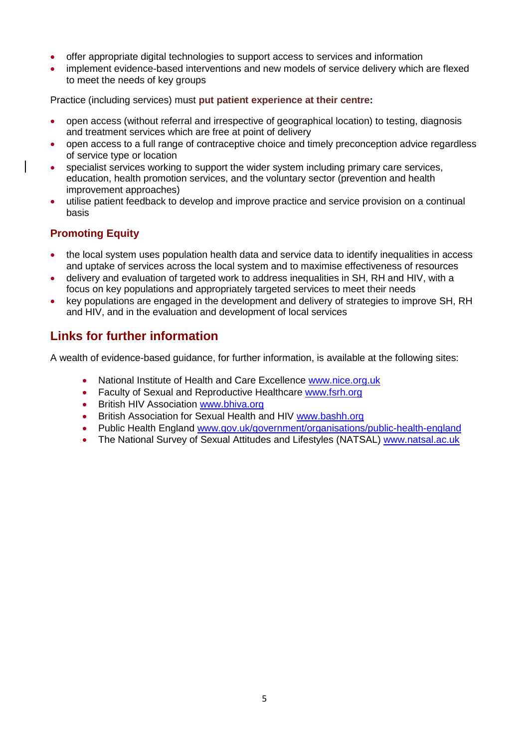- offer appropriate digital technologies to support access to services and information
- implement evidence-based interventions and new models of service delivery which are flexed to meet the needs of key groups

Practice (including services) must **put patient experience at their centre:**

- open access (without referral and irrespective of geographical location) to testing, diagnosis and treatment services which are free at point of delivery
- open access to a full range of contraceptive choice and timely preconception advice regardless of service type or location
- specialist services working to support the wider system including primary care services, education, health promotion services, and the voluntary sector (prevention and health improvement approaches)
- utilise patient feedback to develop and improve practice and service provision on a continual basis

### Promoting Equity

- the local system uses population health data and service data to identify inequalities in access and uptake of services across the local system and to maximise effectiveness of resources
- delivery and evaluation of targeted work to address inequalities in SH, RH and HIV, with a focus on key populations and appropriately targeted services to meet their needs
- key populations are engaged in the development and delivery of strategies to improve SH, RH and HIV, and in the evaluation and development of local services

## Links for further information

A wealth of evidence-based guidance, for further information, is available at the following sites:

- National Institute of Health and Care Excellence www.nice.org.uk
- Faculty of Sexual and Reproductive Healthcare www.fsrh.org
- British HIV Association www.bhiva.org
- British Association for Sexual Health and HIV www.bashh.org
- Public Health England www.gov.uk/government/organisations/public-health-england
- The National Survey of Sexual Attitudes and Lifestyles (NATSAL) www.natsal.ac.uk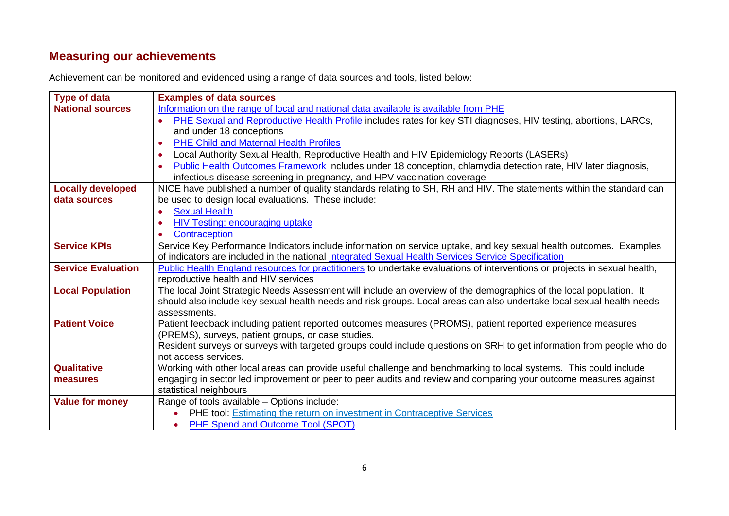## Measuring our achievements

Achievement can be monitored and evidenced using a range of data sources and tools, listed below:

| Type of data | Examples of data sources |
|---|---|
| **National sources** | Information on the range of local and national data available is available from PHE<br>• PHE Sexual and Reproductive Health Profile includes rates for key STI diagnoses, HIV testing, abortions, LARCs, and under 18 conceptions<br>• PHE Child and Maternal Health Profiles<br>• Local Authority Sexual Health, Reproductive Health and HIV Epidemiology Reports (LASERs)<br>• Public Health Outcomes Framework includes under 18 conception, chlamydia detection rate, HIV later diagnosis, infectious disease screening in pregnancy, and HPV vaccination coverage |
| **Locally developed data sources** | NICE have published a number of quality standards relating to SH, RH and HIV. The statements within the standard can be used to design local evaluations. These include:<br>• Sexual Health<br>• HIV Testing: encouraging uptake<br>• Contraception |
| **Service KPIs** | Service Key Performance Indicators include information on service uptake, and key sexual health outcomes. Examples of indicators are included in the national Integrated Sexual Health Services Service Specification |
| **Service Evaluation** | Public Health England resources for practitioners to undertake evaluations of interventions or projects in sexual health, reproductive health and HIV services |
| **Local Population** | The local Joint Strategic Needs Assessment will include an overview of the demographics of the local population. It should also include key sexual health needs and risk groups. Local areas can also undertake local sexual health needs assessments. |
| **Patient Voice** | Patient feedback including patient reported outcomes measures (PROMS), patient reported experience measures (PREMS), surveys, patient groups, or case studies.<br>Resident surveys or surveys with targeted groups could include questions on SRH to get information from people who do not access services. |
| **Qualitative measures** | Working with other local areas can provide useful challenge and benchmarking to local systems. This could include engaging in sector led improvement or peer to peer audits and review and comparing your outcome measures against statistical neighbours |
| **Value for money** | Range of tools available – Options include:<br>• PHE tool: Estimating the return on investment in Contraceptive Services<br>• PHE Spend and Outcome Tool (SPOT) |